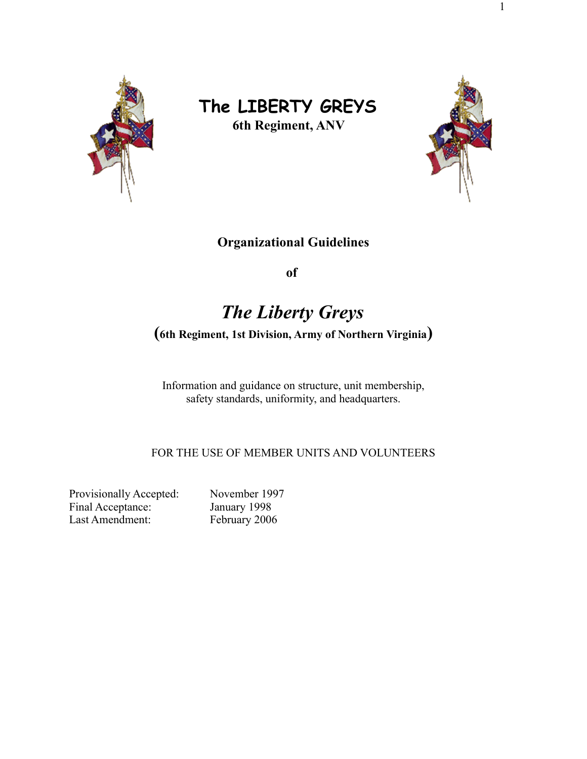# The LIBERTY GREYS

**6th Regiment, ANV**

**Organizational Guidelines**

**of**

## *The Liberty Greys*

**(6th Regiment, 1st Division, Army of Northern Virginia)**

Information and guidance on structure, unit membership, safety standards, uniformity, and headquarters.

FOR THE USE OF MEMBER UNITS AND VOLUNTEERS

Provisionally Accepted: November 1997
Final Acceptance: January 1998
Last Amendment: February 2006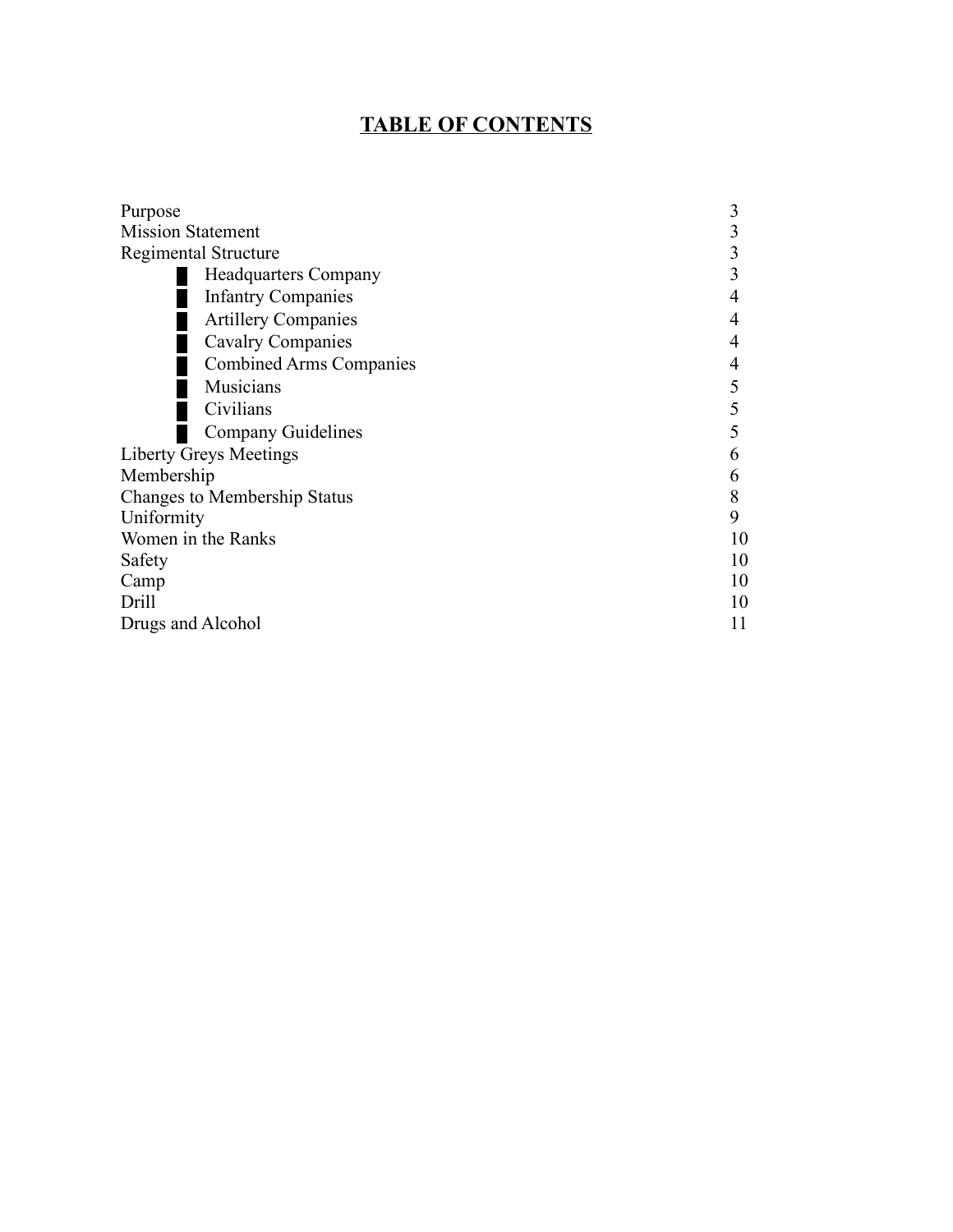# TABLE OF CONTENTS

| | |
|---|---|
| Purpose | 3 |
| Mission Statement | 3 |
| Regimental Structure | 3 |
| ▪ Headquarters Company | 3 |
| ▪ Infantry Companies | 4 |
| ▪ Artillery Companies | 4 |
| ▪ Cavalry Companies | 4 |
| ▪ Combined Arms Companies | 4 |
| ▪ Musicians | 5 |
| ▪ Civilians | 5 |
| ▪ Company Guidelines | 5 |
| Liberty Greys Meetings | 6 |
| Membership | 6 |
| Changes to Membership Status | 8 |
| Uniformity | 9 |
| Women in the Ranks | 10 |
| Safety | 10 |
| Camp | 10 |
| Drill | 10 |
| Drugs and Alcohol | 11 |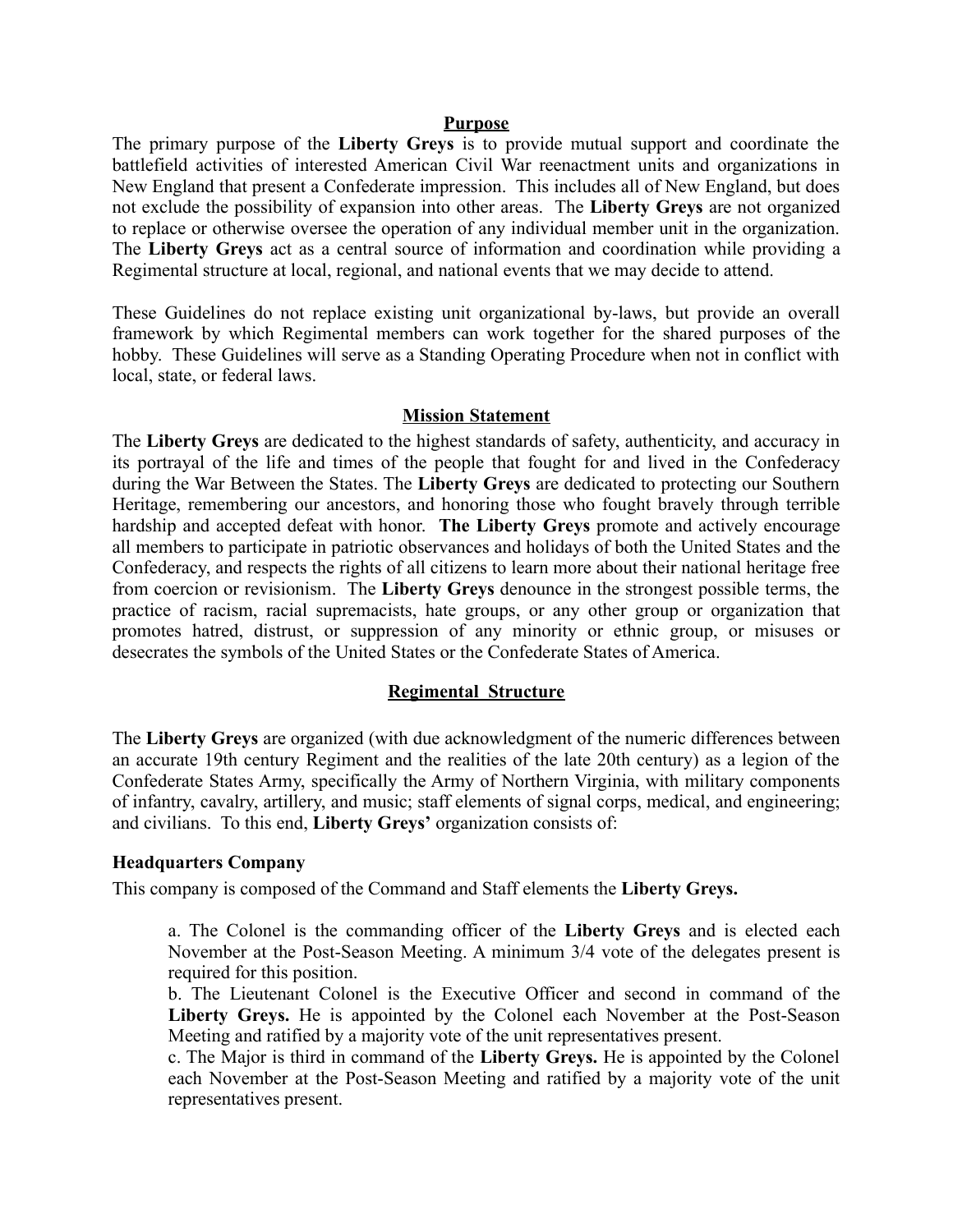## Purpose

The primary purpose of the **Liberty Greys** is to provide mutual support and coordinate the battlefield activities of interested American Civil War reenactment units and organizations in New England that present a Confederate impression. This includes all of New England, but does not exclude the possibility of expansion into other areas. The **Liberty Greys** are not organized to replace or otherwise oversee the operation of any individual member unit in the organization. The **Liberty Greys** act as a central source of information and coordination while providing a Regimental structure at local, regional, and national events that we may decide to attend.

These Guidelines do not replace existing unit organizational by-laws, but provide an overall framework by which Regimental members can work together for the shared purposes of the hobby. These Guidelines will serve as a Standing Operating Procedure when not in conflict with local, state, or federal laws.

## Mission Statement

The **Liberty Greys** are dedicated to the highest standards of safety, authenticity, and accuracy in its portrayal of the life and times of the people that fought for and lived in the Confederacy during the War Between the States. The **Liberty Greys** are dedicated to protecting our Southern Heritage, remembering our ancestors, and honoring those who fought bravely through terrible hardship and accepted defeat with honor. **The Liberty Greys** promote and actively encourage all members to participate in patriotic observances and holidays of both the United States and the Confederacy, and respects the rights of all citizens to learn more about their national heritage free from coercion or revisionism. The **Liberty Greys** denounce in the strongest possible terms, the practice of racism, racial supremacists, hate groups, or any other group or organization that promotes hatred, distrust, or suppression of any minority or ethnic group, or misuses or desecrates the symbols of the United States or the Confederate States of America.

## Regimental Structure

The **Liberty Greys** are organized (with due acknowledgment of the numeric differences between an accurate 19th century Regiment and the realities of the late 20th century) as a legion of the Confederate States Army, specifically the Army of Northern Virginia, with military components of infantry, cavalry, artillery, and music; staff elements of signal corps, medical, and engineering; and civilians. To this end, **Liberty Greys'** organization consists of:

### Headquarters Company

This company is composed of the Command and Staff elements the **Liberty Greys.**

a. The Colonel is the commanding officer of the **Liberty Greys** and is elected each November at the Post-Season Meeting. A minimum 3/4 vote of the delegates present is required for this position.

b. The Lieutenant Colonel is the Executive Officer and second in command of the **Liberty Greys.** He is appointed by the Colonel each November at the Post-Season Meeting and ratified by a majority vote of the unit representatives present.

c. The Major is third in command of the **Liberty Greys.** He is appointed by the Colonel each November at the Post-Season Meeting and ratified by a majority vote of the unit representatives present.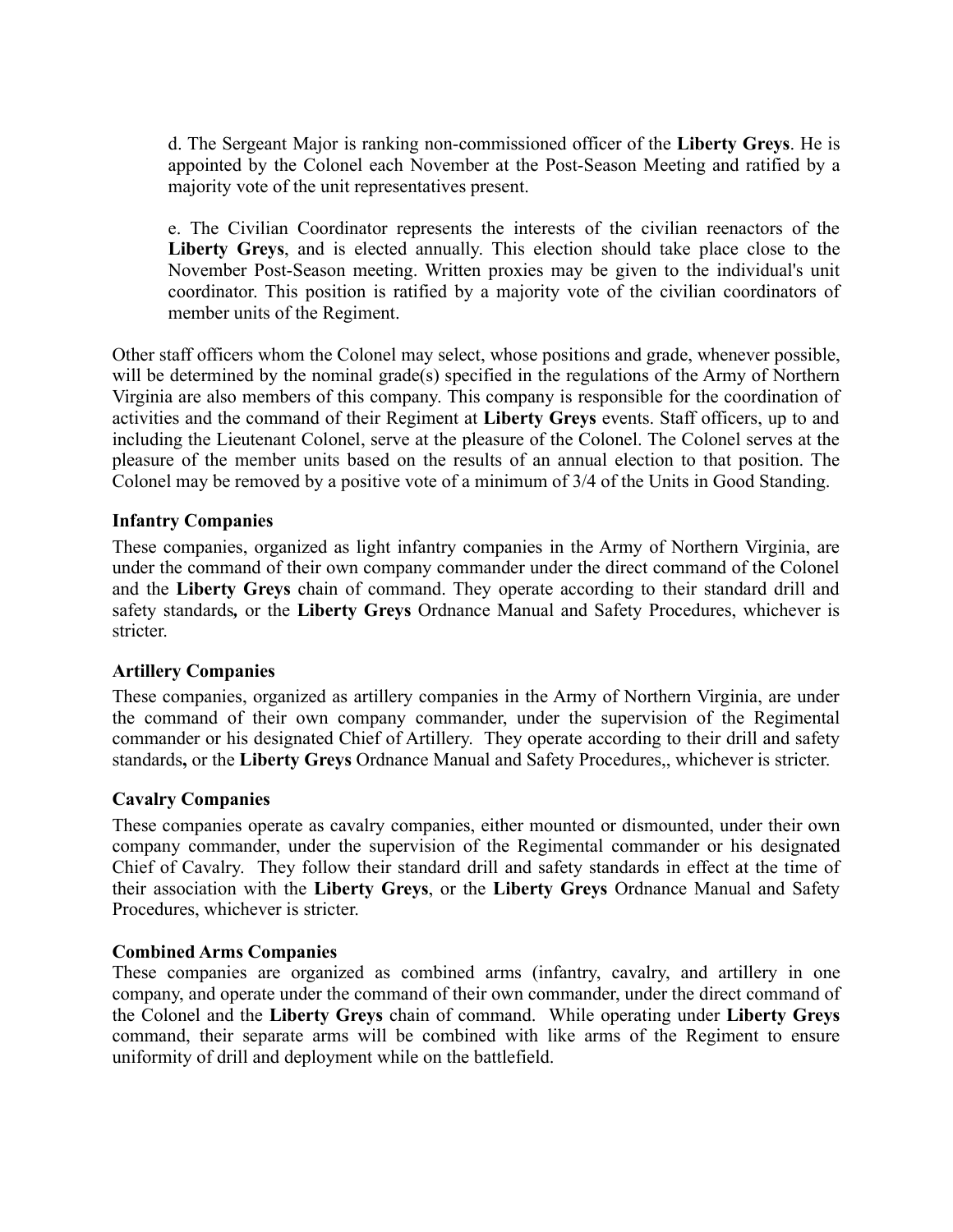d. The Sergeant Major is ranking non-commissioned officer of the **Liberty Greys**. He is appointed by the Colonel each November at the Post-Season Meeting and ratified by a majority vote of the unit representatives present.

e. The Civilian Coordinator represents the interests of the civilian reenactors of the **Liberty Greys**, and is elected annually. This election should take place close to the November Post-Season meeting. Written proxies may be given to the individual's unit coordinator. This position is ratified by a majority vote of the civilian coordinators of member units of the Regiment.

Other staff officers whom the Colonel may select, whose positions and grade, whenever possible, will be determined by the nominal grade(s) specified in the regulations of the Army of Northern Virginia are also members of this company. This company is responsible for the coordination of activities and the command of their Regiment at **Liberty Greys** events. Staff officers, up to and including the Lieutenant Colonel, serve at the pleasure of the Colonel. The Colonel serves at the pleasure of the member units based on the results of an annual election to that position. The Colonel may be removed by a positive vote of a minimum of 3/4 of the Units in Good Standing.

**Infantry Companies**

These companies, organized as light infantry companies in the Army of Northern Virginia, are under the command of their own company commander under the direct command of the Colonel and the **Liberty Greys** chain of command. They operate according to their standard drill and safety standards**,** or the **Liberty Greys** Ordnance Manual and Safety Procedures, whichever is stricter.

**Artillery Companies**

These companies, organized as artillery companies in the Army of Northern Virginia, are under the command of their own company commander, under the supervision of the Regimental commander or his designated Chief of Artillery. They operate according to their drill and safety standards**,** or the **Liberty Greys** Ordnance Manual and Safety Procedures,, whichever is stricter.

**Cavalry Companies**

These companies operate as cavalry companies, either mounted or dismounted, under their own company commander, under the supervision of the Regimental commander or his designated Chief of Cavalry. They follow their standard drill and safety standards in effect at the time of their association with the **Liberty Greys**, or the **Liberty Greys** Ordnance Manual and Safety Procedures, whichever is stricter.

**Combined Arms Companies**

These companies are organized as combined arms (infantry, cavalry, and artillery in one company, and operate under the command of their own commander, under the direct command of the Colonel and the **Liberty Greys** chain of command. While operating under **Liberty Greys** command, their separate arms will be combined with like arms of the Regiment to ensure uniformity of drill and deployment while on the battlefield.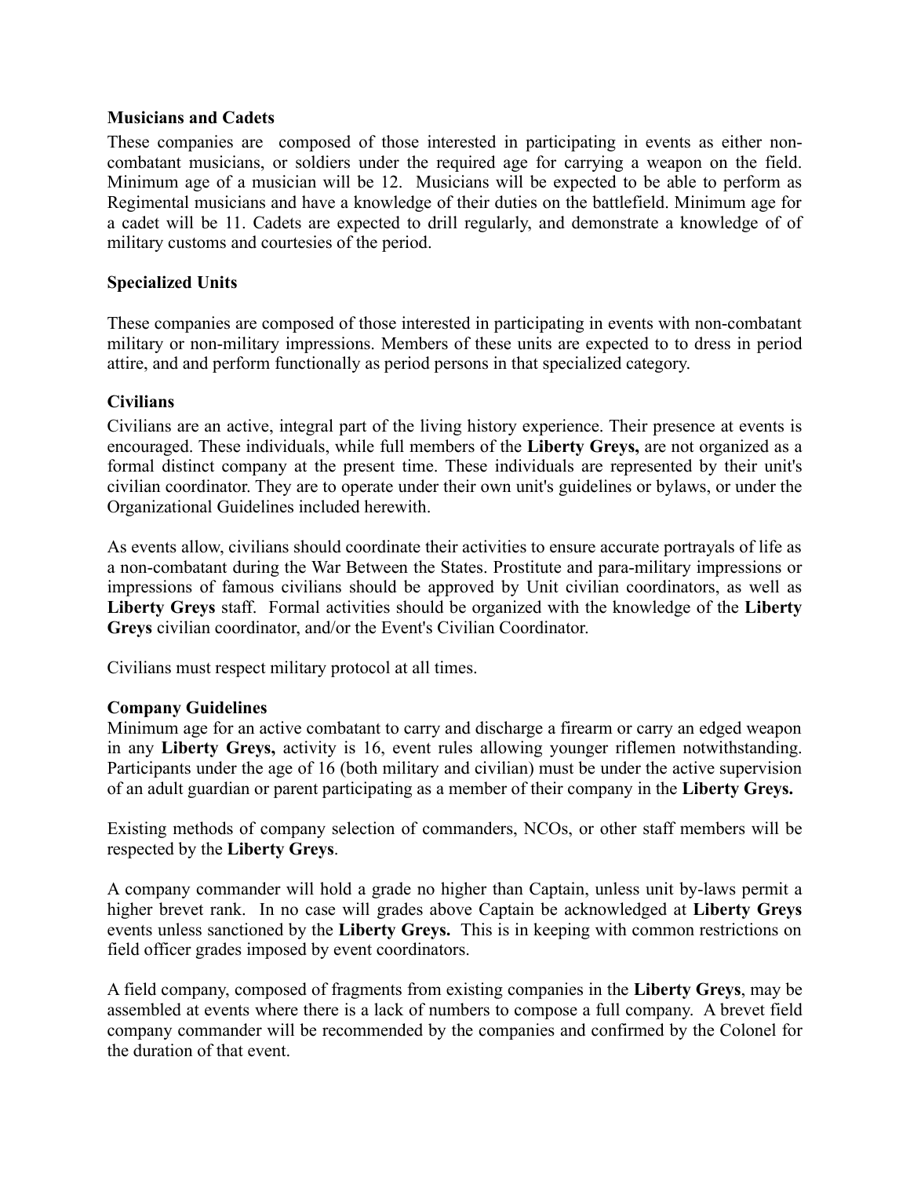**Musicians and Cadets**

These companies are composed of those interested in participating in events as either non-combatant musicians, or soldiers under the required age for carrying a weapon on the field. Minimum age of a musician will be 12. Musicians will be expected to be able to perform as Regimental musicians and have a knowledge of their duties on the battlefield. Minimum age for a cadet will be 11. Cadets are expected to drill regularly, and demonstrate a knowledge of of military customs and courtesies of the period.

**Specialized Units**

These companies are composed of those interested in participating in events with non-combatant military or non-military impressions. Members of these units are expected to to dress in period attire, and and perform functionally as period persons in that specialized category.

**Civilians**

Civilians are an active, integral part of the living history experience. Their presence at events is encouraged. These individuals, while full members of the **Liberty Greys,** are not organized as a formal distinct company at the present time. These individuals are represented by their unit's civilian coordinator. They are to operate under their own unit's guidelines or bylaws, or under the Organizational Guidelines included herewith.

As events allow, civilians should coordinate their activities to ensure accurate portrayals of life as a non-combatant during the War Between the States. Prostitute and para-military impressions or impressions of famous civilians should be approved by Unit civilian coordinators, as well as **Liberty Greys** staff. Formal activities should be organized with the knowledge of the **Liberty Greys** civilian coordinator, and/or the Event's Civilian Coordinator.

Civilians must respect military protocol at all times.

**Company Guidelines**

Minimum age for an active combatant to carry and discharge a firearm or carry an edged weapon in any **Liberty Greys,** activity is 16, event rules allowing younger riflemen notwithstanding. Participants under the age of 16 (both military and civilian) must be under the active supervision of an adult guardian or parent participating as a member of their company in the **Liberty Greys.**

Existing methods of company selection of commanders, NCOs, or other staff members will be respected by the **Liberty Greys**.

A company commander will hold a grade no higher than Captain, unless unit by-laws permit a higher brevet rank. In no case will grades above Captain be acknowledged at **Liberty Greys** events unless sanctioned by the **Liberty Greys.** This is in keeping with common restrictions on field officer grades imposed by event coordinators.

A field company, composed of fragments from existing companies in the **Liberty Greys**, may be assembled at events where there is a lack of numbers to compose a full company. A brevet field company commander will be recommended by the companies and confirmed by the Colonel for the duration of that event.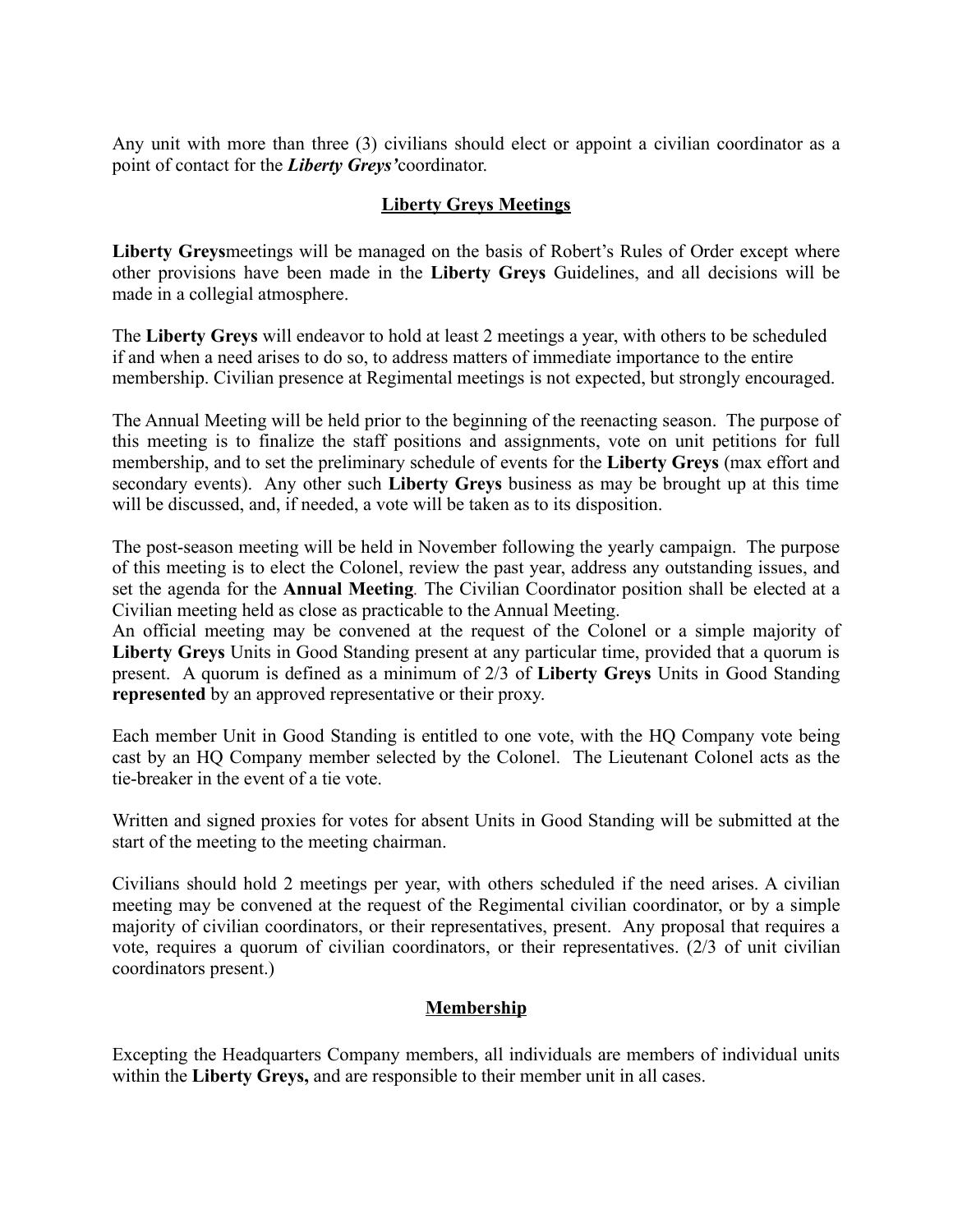Any unit with more than three (3) civilians should elect or appoint a civilian coordinator as a point of contact for the ***Liberty Greys'***coordinator.

## Liberty Greys Meetings

**Liberty Greys**meetings will be managed on the basis of Robert's Rules of Order except where other provisions have been made in the **Liberty Greys** Guidelines, and all decisions will be made in a collegial atmosphere.

The **Liberty Greys** will endeavor to hold at least 2 meetings a year, with others to be scheduled if and when a need arises to do so, to address matters of immediate importance to the entire membership. Civilian presence at Regimental meetings is not expected, but strongly encouraged.

The Annual Meeting will be held prior to the beginning of the reenacting season. The purpose of this meeting is to finalize the staff positions and assignments, vote on unit petitions for full membership, and to set the preliminary schedule of events for the **Liberty Greys** (max effort and secondary events). Any other such **Liberty Greys** business as may be brought up at this time will be discussed, and, if needed, a vote will be taken as to its disposition.

The post-season meeting will be held in November following the yearly campaign. The purpose of this meeting is to elect the Colonel, review the past year, address any outstanding issues, and set the agenda for the **Annual Meeting**. The Civilian Coordinator position shall be elected at a Civilian meeting held as close as practicable to the Annual Meeting.
An official meeting may be convened at the request of the Colonel or a simple majority of **Liberty Greys** Units in Good Standing present at any particular time, provided that a quorum is present. A quorum is defined as a minimum of 2/3 of **Liberty Greys** Units in Good Standing **represented** by an approved representative or their proxy.

Each member Unit in Good Standing is entitled to one vote, with the HQ Company vote being cast by an HQ Company member selected by the Colonel. The Lieutenant Colonel acts as the tie-breaker in the event of a tie vote.

Written and signed proxies for votes for absent Units in Good Standing will be submitted at the start of the meeting to the meeting chairman.

Civilians should hold 2 meetings per year, with others scheduled if the need arises. A civilian meeting may be convened at the request of the Regimental civilian coordinator, or by a simple majority of civilian coordinators, or their representatives, present. Any proposal that requires a vote, requires a quorum of civilian coordinators, or their representatives. (2/3 of unit civilian coordinators present.)

## Membership

Excepting the Headquarters Company members, all individuals are members of individual units within the **Liberty Greys,** and are responsible to their member unit in all cases.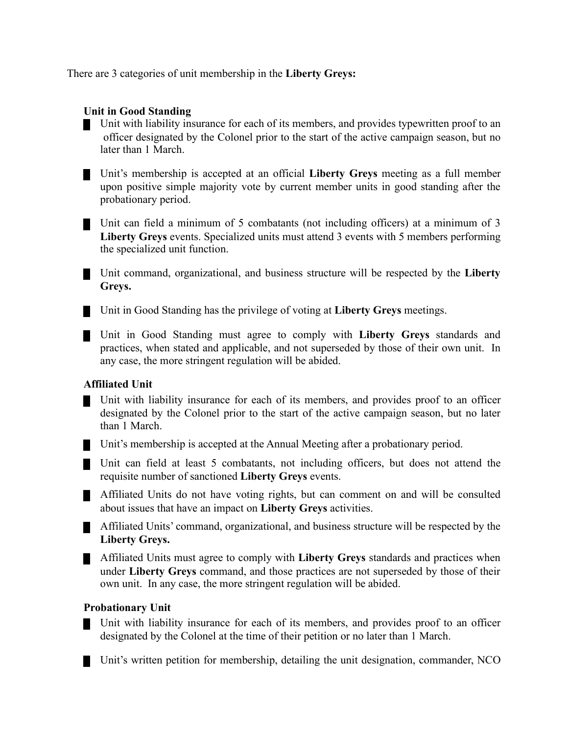There are 3 categories of unit membership in the **Liberty Greys:**

**Unit in Good Standing**

- Unit with liability insurance for each of its members, and provides typewritten proof to an officer designated by the Colonel prior to the start of the active campaign season, but no later than 1 March.
- Unit's membership is accepted at an official **Liberty Greys** meeting as a full member upon positive simple majority vote by current member units in good standing after the probationary period.
- Unit can field a minimum of 5 combatants (not including officers) at a minimum of 3 **Liberty Greys** events. Specialized units must attend 3 events with 5 members performing the specialized unit function.
- Unit command, organizational, and business structure will be respected by the **Liberty Greys.**
- Unit in Good Standing has the privilege of voting at **Liberty Greys** meetings.
- Unit in Good Standing must agree to comply with **Liberty Greys** standards and practices, when stated and applicable, and not superseded by those of their own unit. In any case, the more stringent regulation will be abided.

**Affiliated Unit**

- Unit with liability insurance for each of its members, and provides proof to an officer designated by the Colonel prior to the start of the active campaign season, but no later than 1 March.
- Unit's membership is accepted at the Annual Meeting after a probationary period.
- Unit can field at least 5 combatants, not including officers, but does not attend the requisite number of sanctioned **Liberty Greys** events.
- Affiliated Units do not have voting rights, but can comment on and will be consulted about issues that have an impact on **Liberty Greys** activities.
- Affiliated Units' command, organizational, and business structure will be respected by the **Liberty Greys.**
- Affiliated Units must agree to comply with **Liberty Greys** standards and practices when under **Liberty Greys** command, and those practices are not superseded by those of their own unit. In any case, the more stringent regulation will be abided.

**Probationary Unit**

- Unit with liability insurance for each of its members, and provides proof to an officer designated by the Colonel at the time of their petition or no later than 1 March.
- Unit's written petition for membership, detailing the unit designation, commander, NCO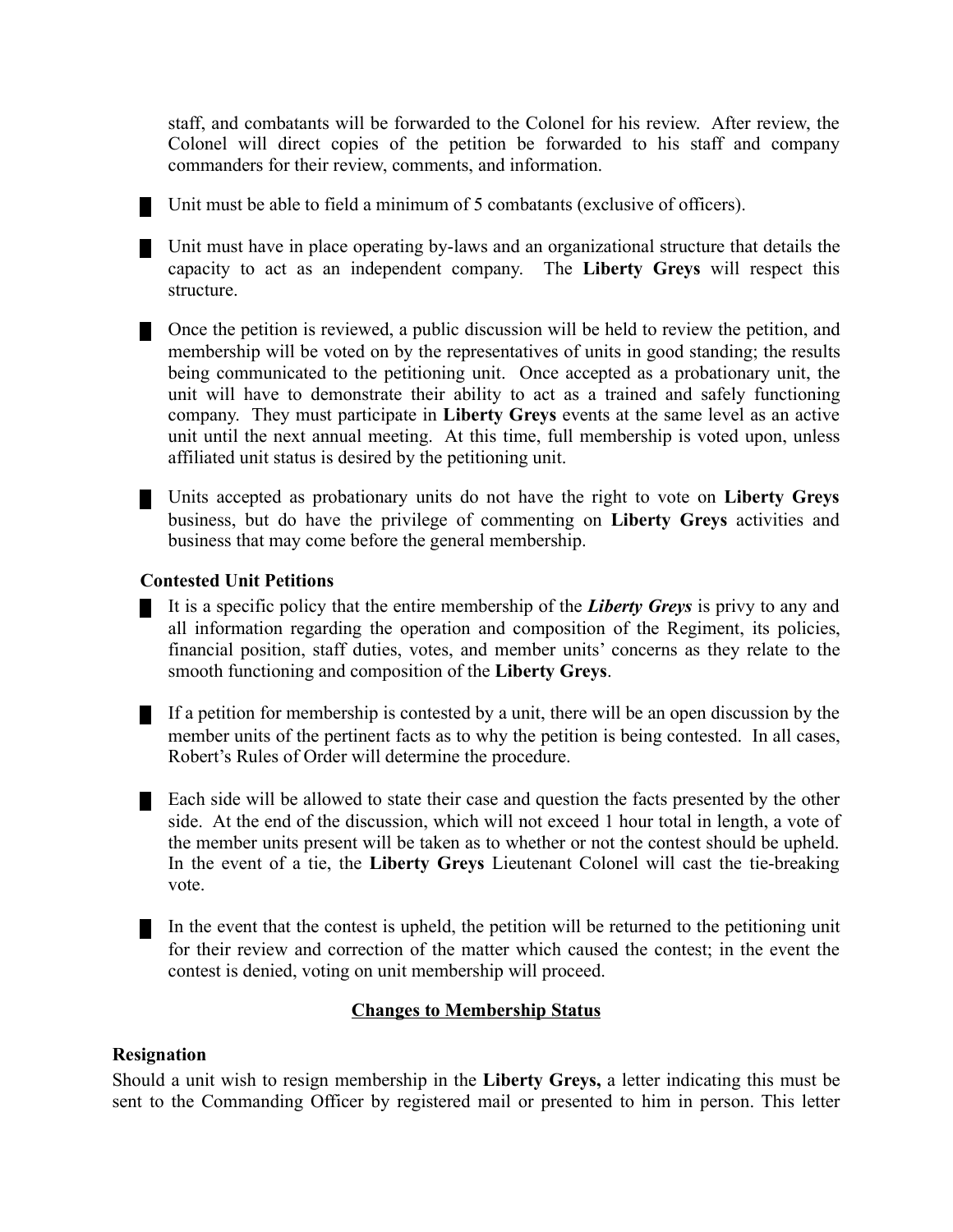staff, and combatants will be forwarded to the Colonel for his review. After review, the Colonel will direct copies of the petition be forwarded to his staff and company commanders for their review, comments, and information.

- Unit must be able to field a minimum of 5 combatants (exclusive of officers).

- Unit must have in place operating by-laws and an organizational structure that details the capacity to act as an independent company. The **Liberty Greys** will respect this structure.

- Once the petition is reviewed, a public discussion will be held to review the petition, and membership will be voted on by the representatives of units in good standing; the results being communicated to the petitioning unit. Once accepted as a probationary unit, the unit will have to demonstrate their ability to act as a trained and safely functioning company. They must participate in **Liberty Greys** events at the same level as an active unit until the next annual meeting. At this time, full membership is voted upon, unless affiliated unit status is desired by the petitioning unit.

- Units accepted as probationary units do not have the right to vote on **Liberty Greys** business, but do have the privilege of commenting on **Liberty Greys** activities and business that may come before the general membership.

**Contested Unit Petitions**

- It is a specific policy that the entire membership of the ***Liberty Greys*** is privy to any and all information regarding the operation and composition of the Regiment, its policies, financial position, staff duties, votes, and member units' concerns as they relate to the smooth functioning and composition of the **Liberty Greys**.

- If a petition for membership is contested by a unit, there will be an open discussion by the member units of the pertinent facts as to why the petition is being contested. In all cases, Robert's Rules of Order will determine the procedure.

- Each side will be allowed to state their case and question the facts presented by the other side. At the end of the discussion, which will not exceed 1 hour total in length, a vote of the member units present will be taken as to whether or not the contest should be upheld. In the event of a tie, the **Liberty Greys** Lieutenant Colonel will cast the tie-breaking vote.

- In the event that the contest is upheld, the petition will be returned to the petitioning unit for their review and correction of the matter which caused the contest; in the event the contest is denied, voting on unit membership will proceed.

## Changes to Membership Status

**Resignation**

Should a unit wish to resign membership in the **Liberty Greys,** a letter indicating this must be sent to the Commanding Officer by registered mail or presented to him in person. This letter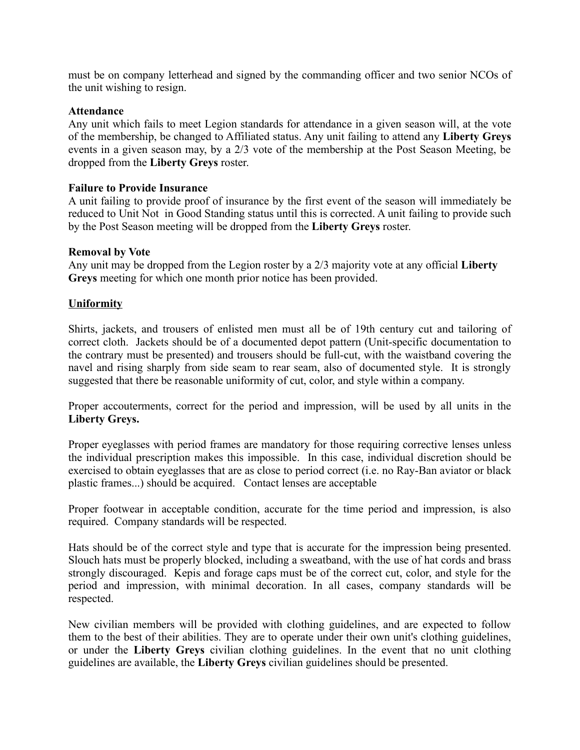must be on company letterhead and signed by the commanding officer and two senior NCOs of the unit wishing to resign.

**Attendance**

Any unit which fails to meet Legion standards for attendance in a given season will, at the vote of the membership, be changed to Affiliated status. Any unit failing to attend any **Liberty Greys** events in a given season may, by a 2/3 vote of the membership at the Post Season Meeting, be dropped from the **Liberty Greys** roster.

**Failure to Provide Insurance**

A unit failing to provide proof of insurance by the first event of the season will immediately be reduced to Unit Not in Good Standing status until this is corrected. A unit failing to provide such by the Post Season meeting will be dropped from the **Liberty Greys** roster.

**Removal by Vote**

Any unit may be dropped from the Legion roster by a 2/3 majority vote at any official **Liberty Greys** meeting for which one month prior notice has been provided.

<u>**Uniformity**</u>

Shirts, jackets, and trousers of enlisted men must all be of 19th century cut and tailoring of correct cloth. Jackets should be of a documented depot pattern (Unit-specific documentation to the contrary must be presented) and trousers should be full-cut, with the waistband covering the navel and rising sharply from side seam to rear seam, also of documented style. It is strongly suggested that there be reasonable uniformity of cut, color, and style within a company.

Proper accouterments, correct for the period and impression, will be used by all units in the **Liberty Greys.**

Proper eyeglasses with period frames are mandatory for those requiring corrective lenses unless the individual prescription makes this impossible. In this case, individual discretion should be exercised to obtain eyeglasses that are as close to period correct (i.e. no Ray-Ban aviator or black plastic frames...) should be acquired. Contact lenses are acceptable

Proper footwear in acceptable condition, accurate for the time period and impression, is also required. Company standards will be respected.

Hats should be of the correct style and type that is accurate for the impression being presented. Slouch hats must be properly blocked, including a sweatband, with the use of hat cords and brass strongly discouraged. Kepis and forage caps must be of the correct cut, color, and style for the period and impression, with minimal decoration. In all cases, company standards will be respected.

New civilian members will be provided with clothing guidelines, and are expected to follow them to the best of their abilities. They are to operate under their own unit's clothing guidelines, or under the **Liberty Greys** civilian clothing guidelines. In the event that no unit clothing guidelines are available, the **Liberty Greys** civilian guidelines should be presented.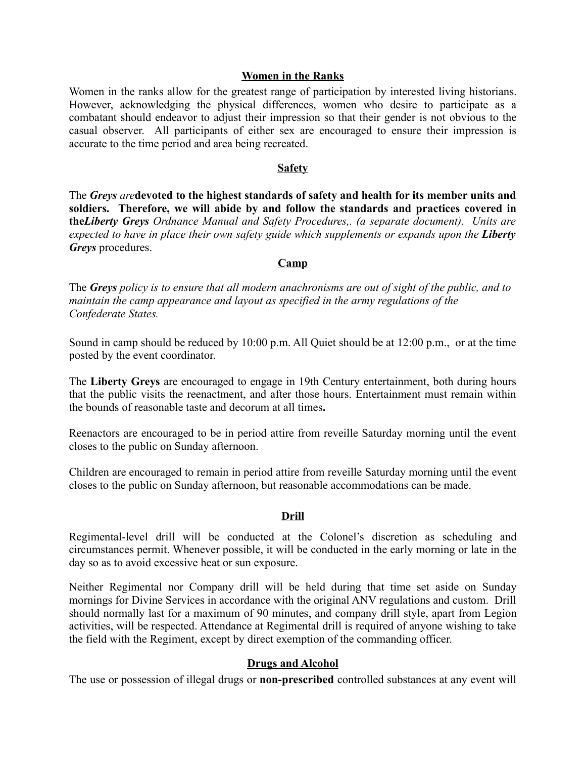## Women in the Ranks

Women in the ranks allow for the greatest range of participation by interested living historians. However, acknowledging the physical differences, women who desire to participate as a combatant should endeavor to adjust their impression so that their gender is not obvious to the casual observer. All participants of either sex are encouraged to ensure their impression is accurate to the time period and area being recreated.

## Safety

The ***Greys*** *are***devoted to the highest standards of safety and health for its member units and soldiers. Therefore, we will abide by and follow the standards and practices covered in the*****Liberty Greys*** *Ordnance Manual and Safety Procedures,. (a separate document). Units are expected to have in place their own safety guide which supplements or expands upon the* ***Liberty Greys*** procedures.

## Camp

The ***Greys*** *policy is to ensure that all modern anachronisms are out of sight of the public, and to maintain the camp appearance and layout as specified in the army regulations of the Confederate States.*

Sound in camp should be reduced by 10:00 p.m. All Quiet should be at 12:00 p.m., or at the time posted by the event coordinator.

The **Liberty Greys** are encouraged to engage in 19th Century entertainment, both during hours that the public visits the reenactment, and after those hours. Entertainment must remain within the bounds of reasonable taste and decorum at all times**.**

Reenactors are encouraged to be in period attire from reveille Saturday morning until the event closes to the public on Sunday afternoon.

Children are encouraged to remain in period attire from reveille Saturday morning until the event closes to the public on Sunday afternoon, but reasonable accommodations can be made.

## Drill

Regimental-level drill will be conducted at the Colonel's discretion as scheduling and circumstances permit. Whenever possible, it will be conducted in the early morning or late in the day so as to avoid excessive heat or sun exposure.

Neither Regimental nor Company drill will be held during that time set aside on Sunday mornings for Divine Services in accordance with the original ANV regulations and custom. Drill should normally last for a maximum of 90 minutes, and company drill style, apart from Legion activities, will be respected. Attendance at Regimental drill is required of anyone wishing to take the field with the Regiment, except by direct exemption of the commanding officer.

## Drugs and Alcohol

The use or possession of illegal drugs or **non-prescribed** controlled substances at any event will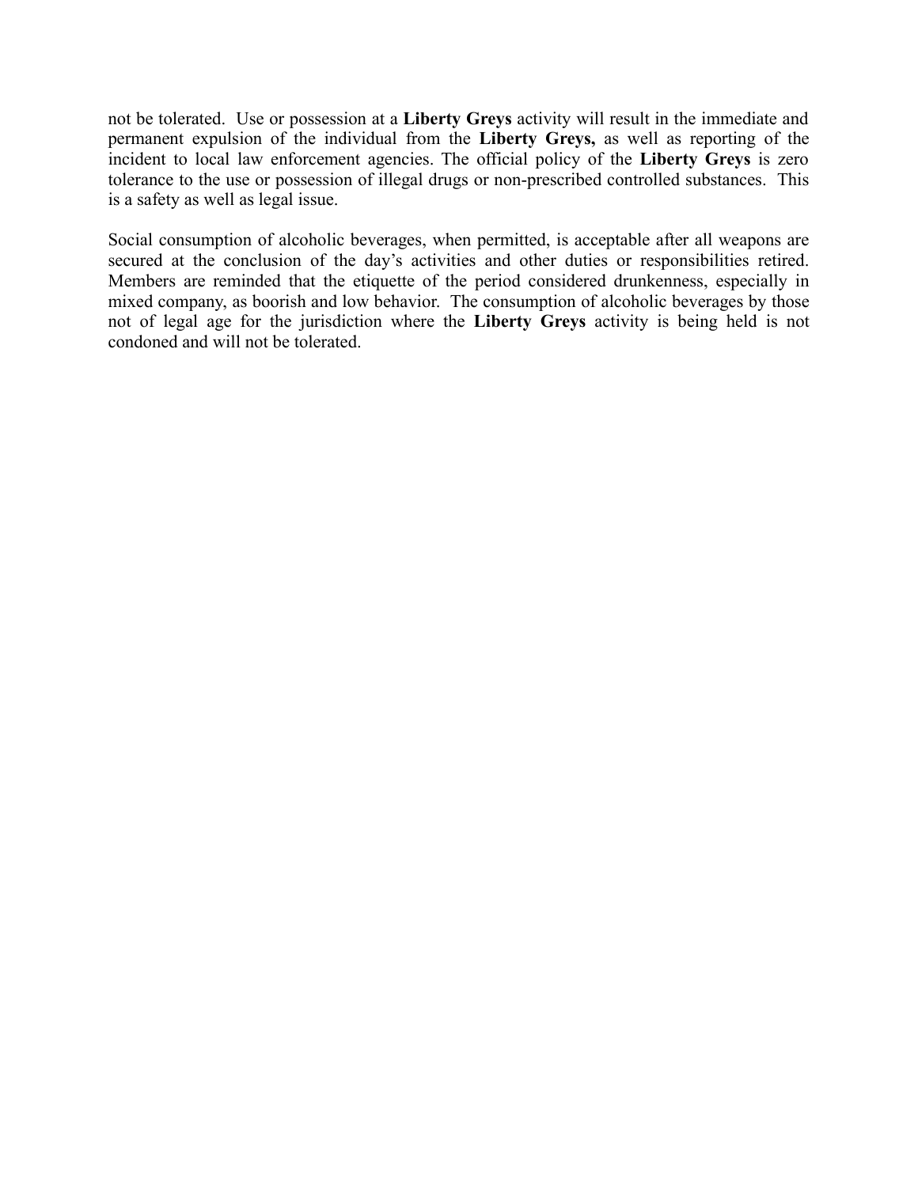not be tolerated. Use or possession at a **Liberty Greys** activity will result in the immediate and permanent expulsion of the individual from the **Liberty Greys,** as well as reporting of the incident to local law enforcement agencies. The official policy of the **Liberty Greys** is zero tolerance to the use or possession of illegal drugs or non-prescribed controlled substances. This is a safety as well as legal issue.

Social consumption of alcoholic beverages, when permitted, is acceptable after all weapons are secured at the conclusion of the day's activities and other duties or responsibilities retired. Members are reminded that the etiquette of the period considered drunkenness, especially in mixed company, as boorish and low behavior. The consumption of alcoholic beverages by those not of legal age for the jurisdiction where the **Liberty Greys** activity is being held is not condoned and will not be tolerated.